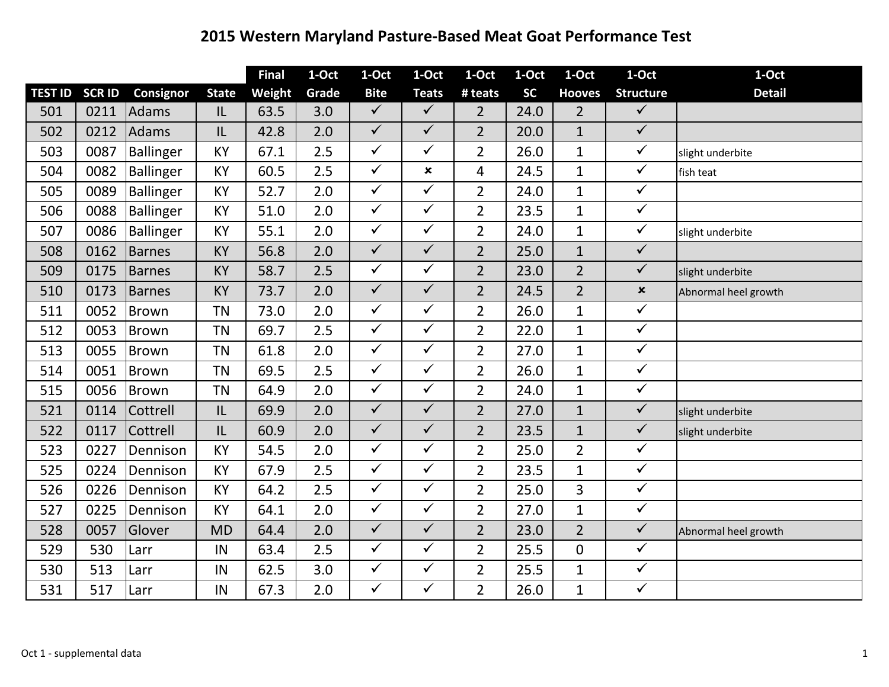# 2015 Western Maryland Pasture-Based Meat Goat Performance Test

| | | | | Final | 1-Oct | 1-Oct | 1-Oct | 1-Oct | 1-Oct | 1-Oct | 1-Oct | 1-Oct |
|---|---|---|---|---|---|---|---|---|---|---|---|---|
| TEST ID | SCR ID | Consignor | State | Weight | Grade | Bite | Teats | # teats | SC | Hooves | Structure | Detail |
| 501 | 0211 | Adams | IL | 63.5 | 3.0 | ✓ | ✓ | 2 | 24.0 | 2 | ✓ | |
| 502 | 0212 | Adams | IL | 42.8 | 2.0 | ✓ | ✓ | 2 | 20.0 | 1 | ✓ | |
| 503 | 0087 | Ballinger | KY | 67.1 | 2.5 | ✓ | ✓ | 2 | 26.0 | 1 | ✓ | slight underbite |
| 504 | 0082 | Ballinger | KY | 60.5 | 2.5 | ✓ | ✗ | 4 | 24.5 | 1 | ✓ | fish teat |
| 505 | 0089 | Ballinger | KY | 52.7 | 2.0 | ✓ | ✓ | 2 | 24.0 | 1 | ✓ | |
| 506 | 0088 | Ballinger | KY | 51.0 | 2.0 | ✓ | ✓ | 2 | 23.5 | 1 | ✓ | |
| 507 | 0086 | Ballinger | KY | 55.1 | 2.0 | ✓ | ✓ | 2 | 24.0 | 1 | ✓ | slight underbite |
| 508 | 0162 | Barnes | KY | 56.8 | 2.0 | ✓ | ✓ | 2 | 25.0 | 1 | ✓ | |
| 509 | 0175 | Barnes | KY | 58.7 | 2.5 | ✓ | ✓ | 2 | 23.0 | 2 | ✓ | slight underbite |
| 510 | 0173 | Barnes | KY | 73.7 | 2.0 | ✓ | ✓ | 2 | 24.5 | 2 | ✗ | Abnormal heel growth |
| 511 | 0052 | Brown | TN | 73.0 | 2.0 | ✓ | ✓ | 2 | 26.0 | 1 | ✓ | |
| 512 | 0053 | Brown | TN | 69.7 | 2.5 | ✓ | ✓ | 2 | 22.0 | 1 | ✓ | |
| 513 | 0055 | Brown | TN | 61.8 | 2.0 | ✓ | ✓ | 2 | 27.0 | 1 | ✓ | |
| 514 | 0051 | Brown | TN | 69.5 | 2.5 | ✓ | ✓ | 2 | 26.0 | 1 | ✓ | |
| 515 | 0056 | Brown | TN | 64.9 | 2.0 | ✓ | ✓ | 2 | 24.0 | 1 | ✓ | |
| 521 | 0114 | Cottrell | IL | 69.9 | 2.0 | ✓ | ✓ | 2 | 27.0 | 1 | ✓ | slight underbite |
| 522 | 0117 | Cottrell | IL | 60.9 | 2.0 | ✓ | ✓ | 2 | 23.5 | 1 | ✓ | slight underbite |
| 523 | 0227 | Dennison | KY | 54.5 | 2.0 | ✓ | ✓ | 2 | 25.0 | 2 | ✓ | |
| 525 | 0224 | Dennison | KY | 67.9 | 2.5 | ✓ | ✓ | 2 | 23.5 | 1 | ✓ | |
| 526 | 0226 | Dennison | KY | 64.2 | 2.5 | ✓ | ✓ | 2 | 25.0 | 3 | ✓ | |
| 527 | 0225 | Dennison | KY | 64.1 | 2.0 | ✓ | ✓ | 2 | 27.0 | 1 | ✓ | |
| 528 | 0057 | Glover | MD | 64.4 | 2.0 | ✓ | ✓ | 2 | 23.0 | 2 | ✓ | Abnormal heel growth |
| 529 | 530 | Larr | IN | 63.4 | 2.5 | ✓ | ✓ | 2 | 25.5 | 0 | ✓ | |
| 530 | 513 | Larr | IN | 62.5 | 3.0 | ✓ | ✓ | 2 | 25.5 | 1 | ✓ | |
| 531 | 517 | Larr | IN | 67.3 | 2.0 | ✓ | ✓ | 2 | 26.0 | 1 | ✓ | |

Oct 1 - supplemental data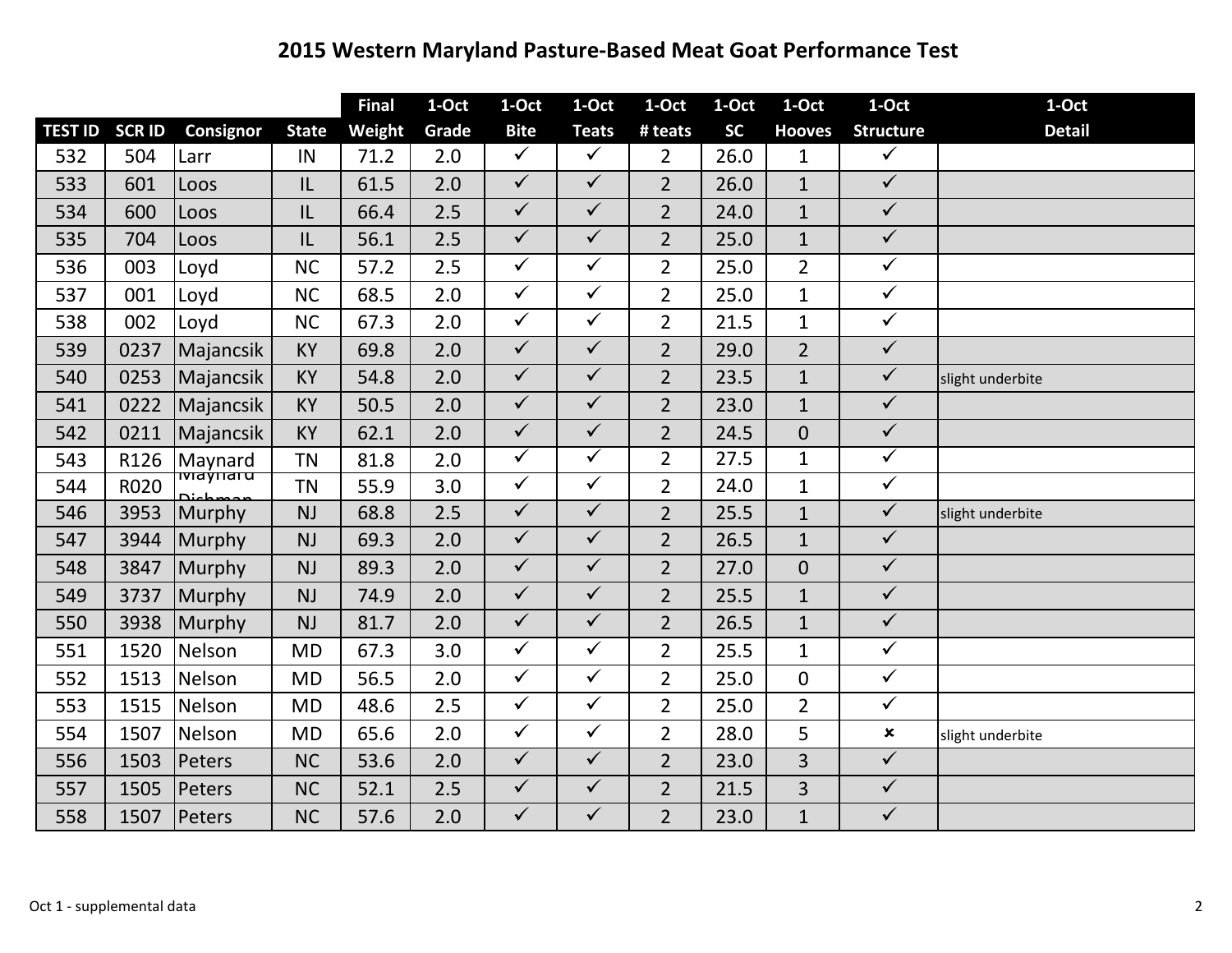# 2015 Western Maryland Pasture-Based Meat Goat Performance Test

| | | | | Final | 1-Oct | 1-Oct | 1-Oct | 1-Oct | 1-Oct | 1-Oct | 1-Oct | 1-Oct |
|---|---|---|---|---|---|---|---|---|---|---|---|---|
| TEST ID | SCR ID | Consignor | State | Weight | Grade | Bite | Teats | # teats | SC | Hooves | Structure | Detail |
| 532 | 504 | Larr | IN | 71.2 | 2.0 | ✓ | ✓ | 2 | 26.0 | 1 | ✓ | |
| 533 | 601 | Loos | IL | 61.5 | 2.0 | ✓ | ✓ | 2 | 26.0 | 1 | ✓ | |
| 534 | 600 | Loos | IL | 66.4 | 2.5 | ✓ | ✓ | 2 | 24.0 | 1 | ✓ | |
| 535 | 704 | Loos | IL | 56.1 | 2.5 | ✓ | ✓ | 2 | 25.0 | 1 | ✓ | |
| 536 | 003 | Loyd | NC | 57.2 | 2.5 | ✓ | ✓ | 2 | 25.0 | 2 | ✓ | |
| 537 | 001 | Loyd | NC | 68.5 | 2.0 | ✓ | ✓ | 2 | 25.0 | 1 | ✓ | |
| 538 | 002 | Loyd | NC | 67.3 | 2.0 | ✓ | ✓ | 2 | 21.5 | 1 | ✓ | |
| 539 | 0237 | Majancsik | KY | 69.8 | 2.0 | ✓ | ✓ | 2 | 29.0 | 2 | ✓ | |
| 540 | 0253 | Majancsik | KY | 54.8 | 2.0 | ✓ | ✓ | 2 | 23.5 | 1 | ✓ | slight underbite |
| 541 | 0222 | Majancsik | KY | 50.5 | 2.0 | ✓ | ✓ | 2 | 23.0 | 1 | ✓ | |
| 542 | 0211 | Majancsik | KY | 62.1 | 2.0 | ✓ | ✓ | 2 | 24.5 | 0 | ✓ | |
| 543 | R126 | Maynard | TN | 81.8 | 2.0 | ✓ | ✓ | 2 | 27.5 | 1 | ✓ | |
| 544 | R020 | Maynard Dishman | TN | 55.9 | 3.0 | ✓ | ✓ | 2 | 24.0 | 1 | ✓ | |
| 546 | 3953 | Murphy | NJ | 68.8 | 2.5 | ✓ | ✓ | 2 | 25.5 | 1 | ✓ | slight underbite |
| 547 | 3944 | Murphy | NJ | 69.3 | 2.0 | ✓ | ✓ | 2 | 26.5 | 1 | ✓ | |
| 548 | 3847 | Murphy | NJ | 89.3 | 2.0 | ✓ | ✓ | 2 | 27.0 | 0 | ✓ | |
| 549 | 3737 | Murphy | NJ | 74.9 | 2.0 | ✓ | ✓ | 2 | 25.5 | 1 | ✓ | |
| 550 | 3938 | Murphy | NJ | 81.7 | 2.0 | ✓ | ✓ | 2 | 26.5 | 1 | ✓ | |
| 551 | 1520 | Nelson | MD | 67.3 | 3.0 | ✓ | ✓ | 2 | 25.5 | 1 | ✓ | |
| 552 | 1513 | Nelson | MD | 56.5 | 2.0 | ✓ | ✓ | 2 | 25.0 | 0 | ✓ | |
| 553 | 1515 | Nelson | MD | 48.6 | 2.5 | ✓ | ✓ | 2 | 25.0 | 2 | ✓ | |
| 554 | 1507 | Nelson | MD | 65.6 | 2.0 | ✓ | ✓ | 2 | 28.0 | 5 | ✗ | slight underbite |
| 556 | 1503 | Peters | NC | 53.6 | 2.0 | ✓ | ✓ | 2 | 23.0 | 3 | ✓ | |
| 557 | 1505 | Peters | NC | 52.1 | 2.5 | ✓ | ✓ | 2 | 21.5 | 3 | ✓ | |
| 558 | 1507 | Peters | NC | 57.6 | 2.0 | ✓ | ✓ | 2 | 23.0 | 1 | ✓ | |

Oct 1 - supplemental data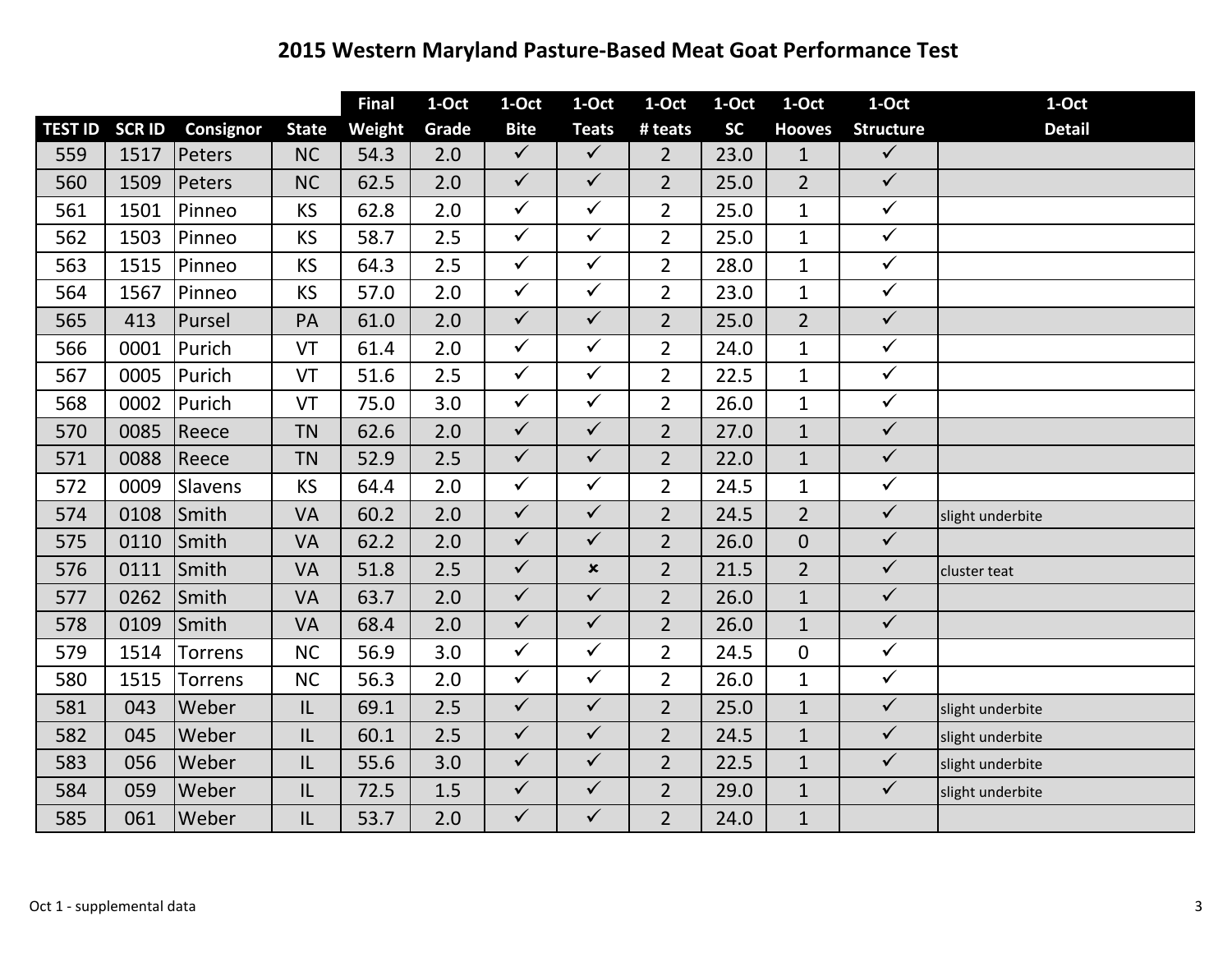# 2015 Western Maryland Pasture-Based Meat Goat Performance Test

| | | | | Final | 1-Oct | 1-Oct | 1-Oct | 1-Oct | 1-Oct | 1-Oct | 1-Oct | 1-Oct |
|---|---|---|---|---|---|---|---|---|---|---|---|---|
| **TEST ID** | **SCR ID** | **Consignor** | **State** | **Weight** | **Grade** | **Bite** | **Teats** | **# teats** | **SC** | **Hooves** | **Structure** | **Detail** |
| 559 | 1517 | Peters | NC | 54.3 | 2.0 | ✓ | ✓ | 2 | 23.0 | 1 | ✓ | |
| 560 | 1509 | Peters | NC | 62.5 | 2.0 | ✓ | ✓ | 2 | 25.0 | 2 | ✓ | |
| 561 | 1501 | Pinneo | KS | 62.8 | 2.0 | ✓ | ✓ | 2 | 25.0 | 1 | ✓ | |
| 562 | 1503 | Pinneo | KS | 58.7 | 2.5 | ✓ | ✓ | 2 | 25.0 | 1 | ✓ | |
| 563 | 1515 | Pinneo | KS | 64.3 | 2.5 | ✓ | ✓ | 2 | 28.0 | 1 | ✓ | |
| 564 | 1567 | Pinneo | KS | 57.0 | 2.0 | ✓ | ✓ | 2 | 23.0 | 1 | ✓ | |
| 565 | 413 | Pursel | PA | 61.0 | 2.0 | ✓ | ✓ | 2 | 25.0 | 2 | ✓ | |
| 566 | 0001 | Purich | VT | 61.4 | 2.0 | ✓ | ✓ | 2 | 24.0 | 1 | ✓ | |
| 567 | 0005 | Purich | VT | 51.6 | 2.5 | ✓ | ✓ | 2 | 22.5 | 1 | ✓ | |
| 568 | 0002 | Purich | VT | 75.0 | 3.0 | ✓ | ✓ | 2 | 26.0 | 1 | ✓ | |
| 570 | 0085 | Reece | TN | 62.6 | 2.0 | ✓ | ✓ | 2 | 27.0 | 1 | ✓ | |
| 571 | 0088 | Reece | TN | 52.9 | 2.5 | ✓ | ✓ | 2 | 22.0 | 1 | ✓ | |
| 572 | 0009 | Slavens | KS | 64.4 | 2.0 | ✓ | ✓ | 2 | 24.5 | 1 | ✓ | |
| 574 | 0108 | Smith | VA | 60.2 | 2.0 | ✓ | ✓ | 2 | 24.5 | 2 | ✓ | slight underbite |
| 575 | 0110 | Smith | VA | 62.2 | 2.0 | ✓ | ✓ | 2 | 26.0 | 0 | ✓ | |
| 576 | 0111 | Smith | VA | 51.8 | 2.5 | ✓ | ✗ | 2 | 21.5 | 2 | ✓ | cluster teat |
| 577 | 0262 | Smith | VA | 63.7 | 2.0 | ✓ | ✓ | 2 | 26.0 | 1 | ✓ | |
| 578 | 0109 | Smith | VA | 68.4 | 2.0 | ✓ | ✓ | 2 | 26.0 | 1 | ✓ | |
| 579 | 1514 | Torrens | NC | 56.9 | 3.0 | ✓ | ✓ | 2 | 24.5 | 0 | ✓ | |
| 580 | 1515 | Torrens | NC | 56.3 | 2.0 | ✓ | ✓ | 2 | 26.0 | 1 | ✓ | |
| 581 | 043 | Weber | IL | 69.1 | 2.5 | ✓ | ✓ | 2 | 25.0 | 1 | ✓ | slight underbite |
| 582 | 045 | Weber | IL | 60.1 | 2.5 | ✓ | ✓ | 2 | 24.5 | 1 | ✓ | slight underbite |
| 583 | 056 | Weber | IL | 55.6 | 3.0 | ✓ | ✓ | 2 | 22.5 | 1 | ✓ | slight underbite |
| 584 | 059 | Weber | IL | 72.5 | 1.5 | ✓ | ✓ | 2 | 29.0 | 1 | ✓ | slight underbite |
| 585 | 061 | Weber | IL | 53.7 | 2.0 | ✓ | ✓ | 2 | 24.0 | 1 | | |

Oct 1 - supplemental data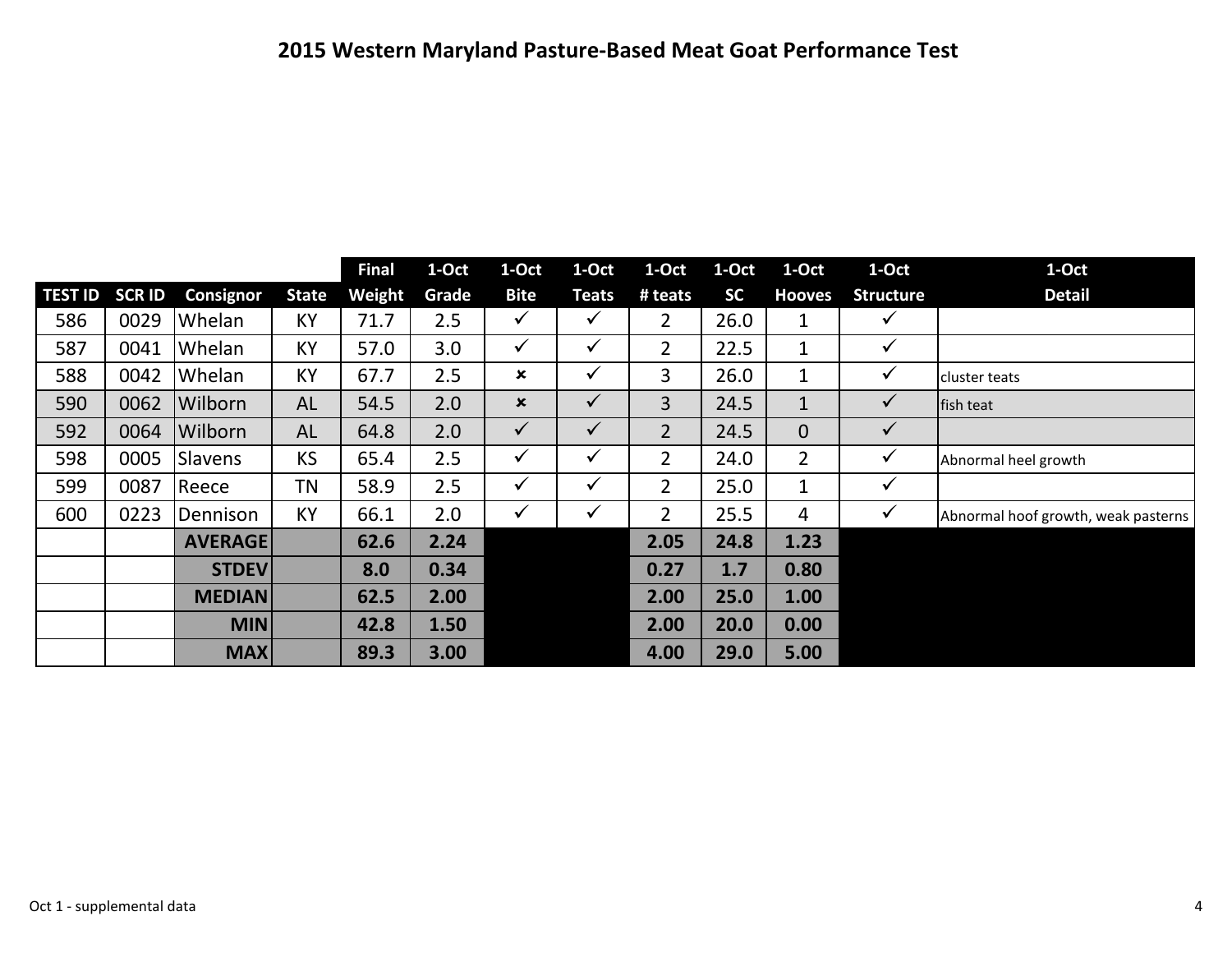# 2015 Western Maryland Pasture-Based Meat Goat Performance Test

| | | | | Final | 1-Oct | 1-Oct | 1-Oct | 1-Oct | 1-Oct | 1-Oct | 1-Oct | 1-Oct |
|---|---|---|---|---|---|---|---|---|---|---|---|---|
| TEST ID | SCR ID | Consignor | State | Weight | Grade | Bite | Teats | # teats | SC | Hooves | Structure | Detail |
| 586 | 0029 | Whelan | KY | 71.7 | 2.5 | ✓ | ✓ | 2 | 26.0 | 1 | ✓ | |
| 587 | 0041 | Whelan | KY | 57.0 | 3.0 | ✓ | ✓ | 2 | 22.5 | 1 | ✓ | |
| 588 | 0042 | Whelan | KY | 67.7 | 2.5 | × | ✓ | 3 | 26.0 | 1 | ✓ | cluster teats |
| 590 | 0062 | Wilborn | AL | 54.5 | 2.0 | × | ✓ | 3 | 24.5 | 1 | ✓ | fish teat |
| 592 | 0064 | Wilborn | AL | 64.8 | 2.0 | ✓ | ✓ | 2 | 24.5 | 0 | ✓ | |
| 598 | 0005 | Slavens | KS | 65.4 | 2.5 | ✓ | ✓ | 2 | 24.0 | 2 | ✓ | Abnormal heel growth |
| 599 | 0087 | Reece | TN | 58.9 | 2.5 | ✓ | ✓ | 2 | 25.0 | 1 | ✓ | |
| 600 | 0223 | Dennison | KY | 66.1 | 2.0 | ✓ | ✓ | 2 | 25.5 | 4 | ✓ | Abnormal hoof growth, weak pasterns |
| | | **AVERAGE** | | **62.6** | **2.24** | | | **2.05** | **24.8** | **1.23** | | |
| | | **STDEV** | | **8.0** | **0.34** | | | **0.27** | **1.7** | **0.80** | | |
| | | **MEDIAN** | | **62.5** | **2.00** | | | **2.00** | **25.0** | **1.00** | | |
| | | **MIN** | | **42.8** | **1.50** | | | **2.00** | **20.0** | **0.00** | | |
| | | **MAX** | | **89.3** | **3.00** | | | **4.00** | **29.0** | **5.00** | | |

Oct 1 - supplemental data